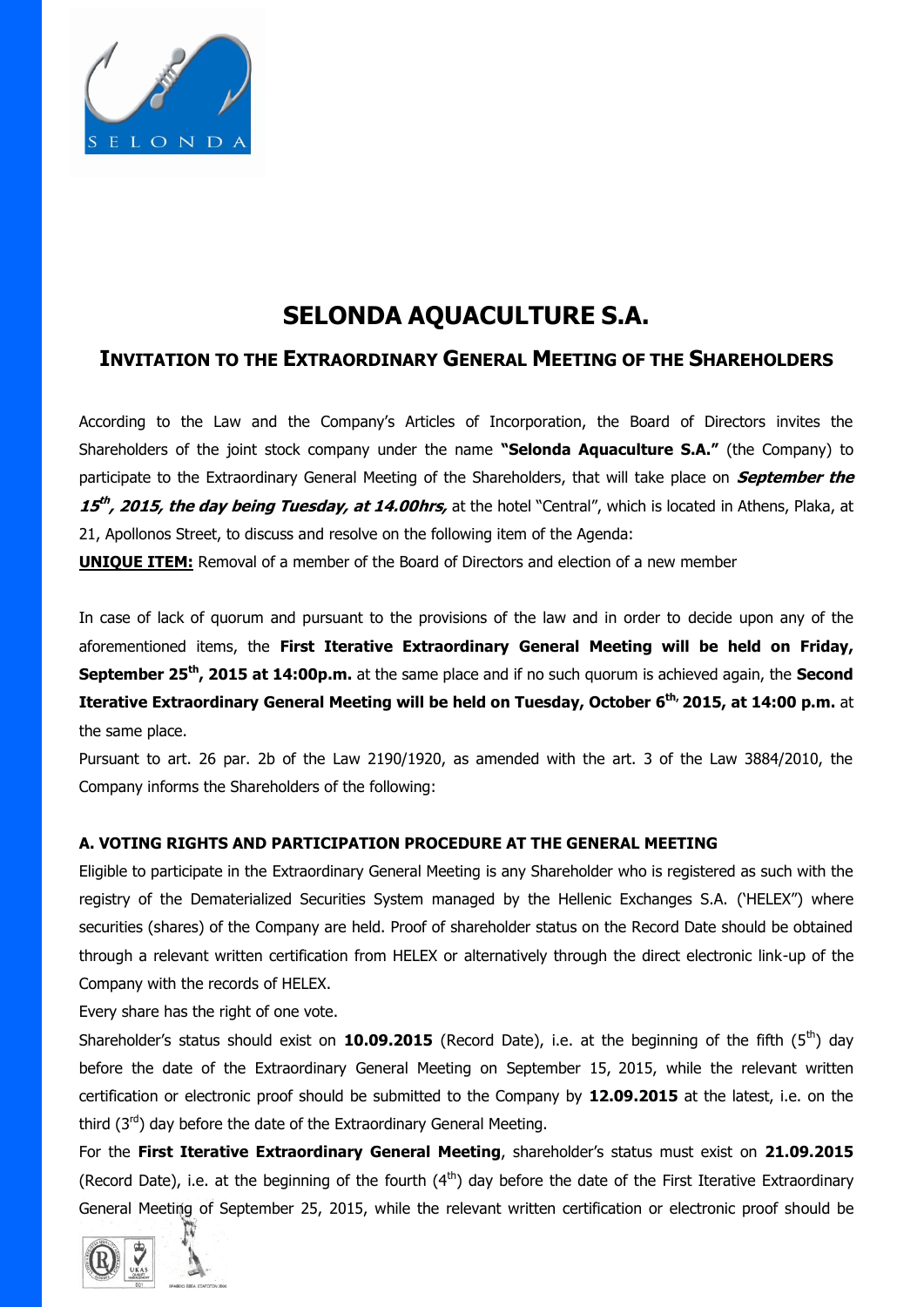# SELONDA AQUACULTURE S.A.

## INVITATION TO THE EXTRAORDINARY GENERAL MEETING OF THE SHAREHOLDERS

According to the Law and the Company's Articles of Incorporation, the Board of Directors invites the Shareholders of the joint stock company under the name **"Selonda Aquaculture S.A."** (the Company) to participate to the Extraordinary General Meeting of the Shareholders, that will take place on ***September the 15th, 2015, the day being Tuesday, at 14.00hrs,*** at the hotel "Central", which is located in Athens, Plaka, at 21, Apollonos Street, to discuss and resolve on the following item of the Agenda:

**UNIQUE ITEM:** Removal of a member of the Board of Directors and election of a new member

In case of lack of quorum and pursuant to the provisions of the law and in order to decide upon any of the aforementioned items, the **First Iterative Extraordinary General Meeting will be held on Friday, September 25th, 2015 at 14:00p.m.** at the same place and if no such quorum is achieved again, the **Second Iterative Extraordinary General Meeting will be held on Tuesday, October 6th, 2015, at 14:00 p.m.** at the same place.

Pursuant to art. 26 par. 2b of the Law 2190/1920, as amended with the art. 3 of the Law 3884/2010, the Company informs the Shareholders of the following:

**A. VOTING RIGHTS AND PARTICIPATION PROCEDURE AT THE GENERAL MEETING**

Eligible to participate in the Extraordinary General Meeting is any Shareholder who is registered as such with the registry of the Dematerialized Securities System managed by the Hellenic Exchanges S.A. ('HELEX") where securities (shares) of the Company are held. Proof of shareholder status on the Record Date should be obtained through a relevant written certification from HELEX or alternatively through the direct electronic link-up of the Company with the records of HELEX.

Every share has the right of one vote.

Shareholder's status should exist on **10.09.2015** (Record Date), i.e. at the beginning of the fifth (5th) day before the date of the Extraordinary General Meeting on September 15, 2015, while the relevant written certification or electronic proof should be submitted to the Company by **12.09.2015** at the latest, i.e. on the third (3rd) day before the date of the Extraordinary General Meeting.

For the **First Iterative Extraordinary General Meeting**, shareholder's status must exist on **21.09.2015** (Record Date), i.e. at the beginning of the fourth (4th) day before the date of the First Iterative Extraordinary General Meeting of September 25, 2015, while the relevant written certification or electronic proof should be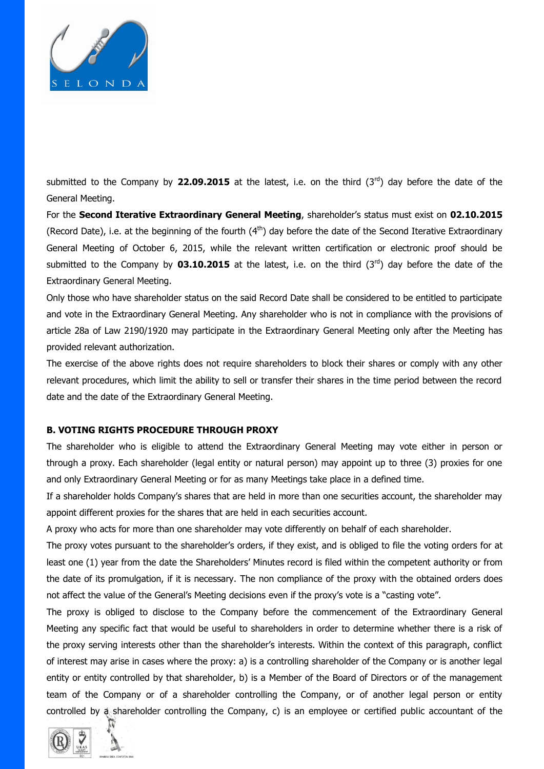submitted to the Company by **22.09.2015** at the latest, i.e. on the third (3rd) day before the date of the General Meeting.

For the **Second Iterative Extraordinary General Meeting**, shareholder's status must exist on **02.10.2015** (Record Date), i.e. at the beginning of the fourth (4th) day before the date of the Second Iterative Extraordinary General Meeting of October 6, 2015, while the relevant written certification or electronic proof should be submitted to the Company by **03.10.2015** at the latest, i.e. on the third (3rd) day before the date of the Extraordinary General Meeting.

Only those who have shareholder status on the said Record Date shall be considered to be entitled to participate and vote in the Extraordinary General Meeting. Any shareholder who is not in compliance with the provisions of article 28a of Law 2190/1920 may participate in the Extraordinary General Meeting only after the Meeting has provided relevant authorization.

The exercise of the above rights does not require shareholders to block their shares or comply with any other relevant procedures, which limit the ability to sell or transfer their shares in the time period between the record date and the date of the Extraordinary General Meeting.

**B. VOTING RIGHTS PROCEDURE THROUGH PROXY**

The shareholder who is eligible to attend the Extraordinary General Meeting may vote either in person or through a proxy. Each shareholder (legal entity or natural person) may appoint up to three (3) proxies for one and only Extraordinary General Meeting or for as many Meetings take place in a defined time.

If a shareholder holds Company's shares that are held in more than one securities account, the shareholder may appoint different proxies for the shares that are held in each securities account.

A proxy who acts for more than one shareholder may vote differently on behalf of each shareholder.

The proxy votes pursuant to the shareholder's orders, if they exist, and is obliged to file the voting orders for at least one (1) year from the date the Shareholders' Minutes record is filed within the competent authority or from the date of its promulgation, if it is necessary. The non compliance of the proxy with the obtained orders does not affect the value of the General's Meeting decisions even if the proxy's vote is a "casting vote".

The proxy is obliged to disclose to the Company before the commencement of the Extraordinary General Meeting any specific fact that would be useful to shareholders in order to determine whether there is a risk of the proxy serving interests other than the shareholder's interests. Within the context of this paragraph, conflict of interest may arise in cases where the proxy: a) is a controlling shareholder of the Company or is another legal entity or entity controlled by that shareholder, b) is a Member of the Board of Directors or of the management team of the Company or of a shareholder controlling the Company, or of another legal person or entity controlled by a shareholder controlling the Company, c) is an employee or certified public accountant of the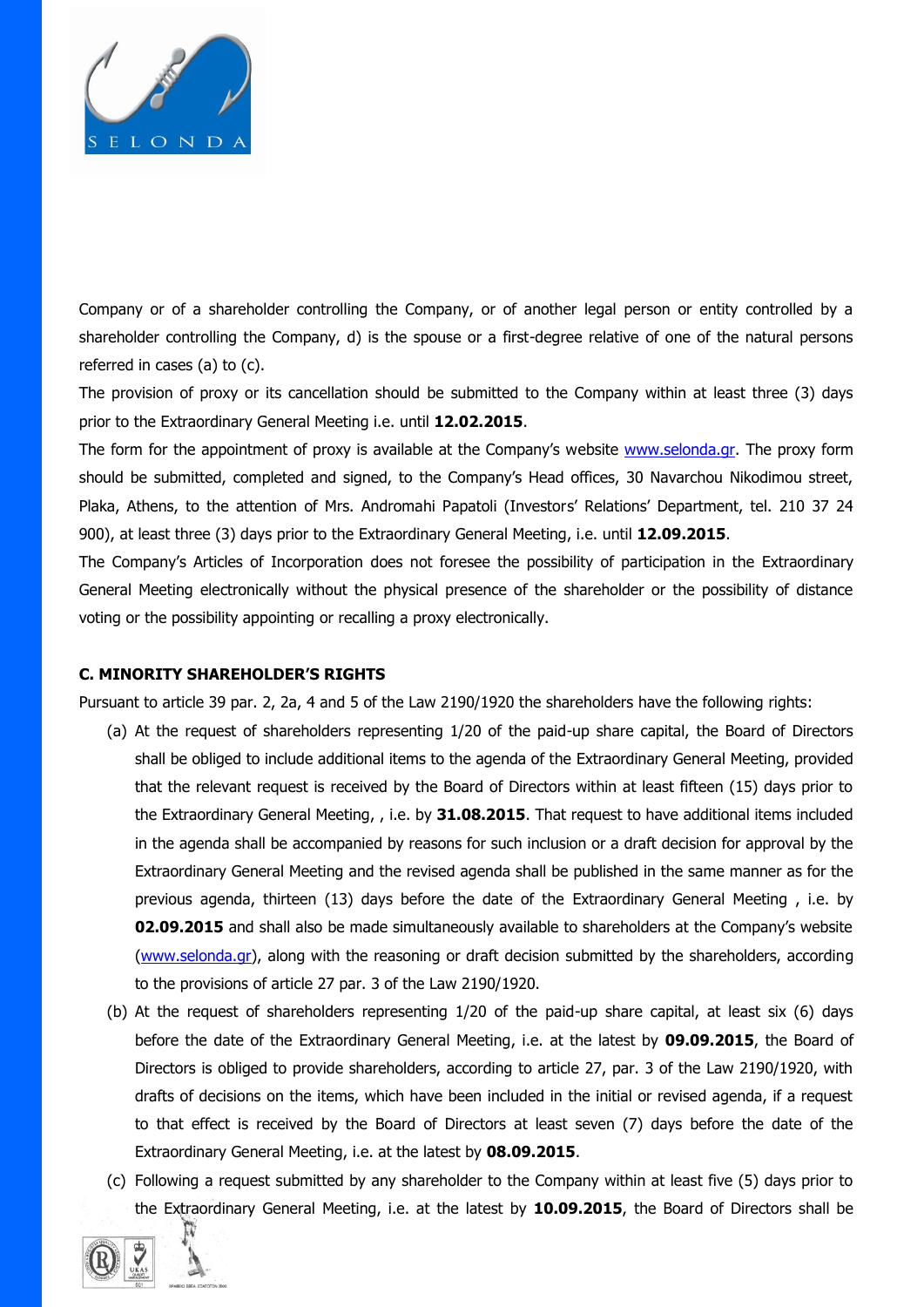Company or of a shareholder controlling the Company, or of another legal person or entity controlled by a shareholder controlling the Company, d) is the spouse or a first-degree relative of one of the natural persons referred in cases (a) to (c).

The provision of proxy or its cancellation should be submitted to the Company within at least three (3) days prior to the Extraordinary General Meeting i.e. until **12.02.2015**.

The form for the appointment of proxy is available at the Company's website www.selonda.gr. The proxy form should be submitted, completed and signed, to the Company's Head offices, 30 Navarchou Nikodimou street, Plaka, Athens, to the attention of Mrs. Andromahi Papatoli (Investors' Relations' Department, tel. 210 37 24 900), at least three (3) days prior to the Extraordinary General Meeting, i.e. until **12.09.2015**.

The Company's Articles of Incorporation does not foresee the possibility of participation in the Extraordinary General Meeting electronically without the physical presence of the shareholder or the possibility of distance voting or the possibility appointing or recalling a proxy electronically.

**C. MINORITY SHAREHOLDER'S RIGHTS**

Pursuant to article 39 par. 2, 2a, 4 and 5 of the Law 2190/1920 the shareholders have the following rights:

(a) At the request of shareholders representing 1/20 of the paid-up share capital, the Board of Directors shall be obliged to include additional items to the agenda of the Extraordinary General Meeting, provided that the relevant request is received by the Board of Directors within at least fifteen (15) days prior to the Extraordinary General Meeting, , i.e. by **31.08.2015**. That request to have additional items included in the agenda shall be accompanied by reasons for such inclusion or a draft decision for approval by the Extraordinary General Meeting and the revised agenda shall be published in the same manner as for the previous agenda, thirteen (13) days before the date of the Extraordinary General Meeting , i.e. by **02.09.2015** and shall also be made simultaneously available to shareholders at the Company's website (www.selonda.gr), along with the reasoning or draft decision submitted by the shareholders, according to the provisions of article 27 par. 3 of the Law 2190/1920.

(b) At the request of shareholders representing 1/20 of the paid-up share capital, at least six (6) days before the date of the Extraordinary General Meeting, i.e. at the latest by **09.09.2015**, the Board of Directors is obliged to provide shareholders, according to article 27, par. 3 of the Law 2190/1920, with drafts of decisions on the items, which have been included in the initial or revised agenda, if a request to that effect is received by the Board of Directors at least seven (7) days before the date of the Extraordinary General Meeting, i.e. at the latest by **08.09.2015**.

(c) Following a request submitted by any shareholder to the Company within at least five (5) days prior to the Extraordinary General Meeting, i.e. at the latest by **10.09.2015**, the Board of Directors shall be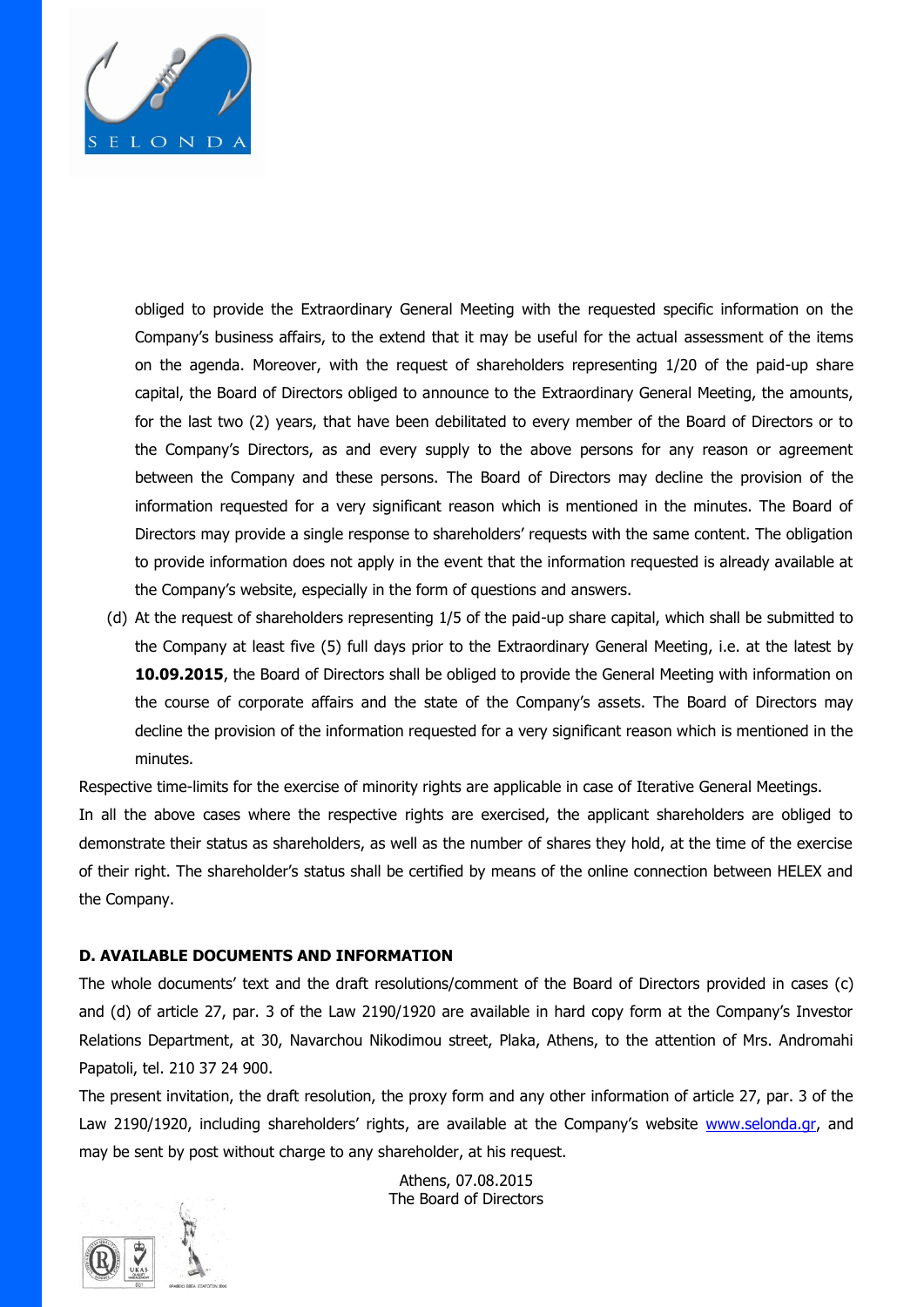obliged to provide the Extraordinary General Meeting with the requested specific information on the Company's business affairs, to the extend that it may be useful for the actual assessment of the items on the agenda. Moreover, with the request of shareholders representing 1/20 of the paid-up share capital, the Board of Directors obliged to announce to the Extraordinary General Meeting, the amounts, for the last two (2) years, that have been debilitated to every member of the Board of Directors or to the Company's Directors, as and every supply to the above persons for any reason or agreement between the Company and these persons. The Board of Directors may decline the provision of the information requested for a very significant reason which is mentioned in the minutes. The Board of Directors may provide a single response to shareholders' requests with the same content. The obligation to provide information does not apply in the event that the information requested is already available at the Company's website, especially in the form of questions and answers.

(d) At the request of shareholders representing 1/5 of the paid-up share capital, which shall be submitted to the Company at least five (5) full days prior to the Extraordinary General Meeting, i.e. at the latest by **10.09.2015**, the Board of Directors shall be obliged to provide the General Meeting with information on the course of corporate affairs and the state of the Company's assets. The Board of Directors may decline the provision of the information requested for a very significant reason which is mentioned in the minutes.

Respective time-limits for the exercise of minority rights are applicable in case of Iterative General Meetings.

In all the above cases where the respective rights are exercised, the applicant shareholders are obliged to demonstrate their status as shareholders, as well as the number of shares they hold, at the time of the exercise of their right. The shareholder's status shall be certified by means of the online connection between HELEX and the Company.

**D. AVAILABLE DOCUMENTS AND INFORMATION**

The whole documents' text and the draft resolutions/comment of the Board of Directors provided in cases (c) and (d) of article 27, par. 3 of the Law 2190/1920 are available in hard copy form at the Company's Investor Relations Department, at 30, Navarchou Nikodimou street, Plaka, Athens, to the attention of Mrs. Andromahi Papatoli, tel. 210 37 24 900.

The present invitation, the draft resolution, the proxy form and any other information of article 27, par. 3 of the Law 2190/1920, including shareholders' rights, are available at the Company's website www.selonda.gr, and may be sent by post without charge to any shareholder, at his request.

Athens, 07.08.2015
The Board of Directors